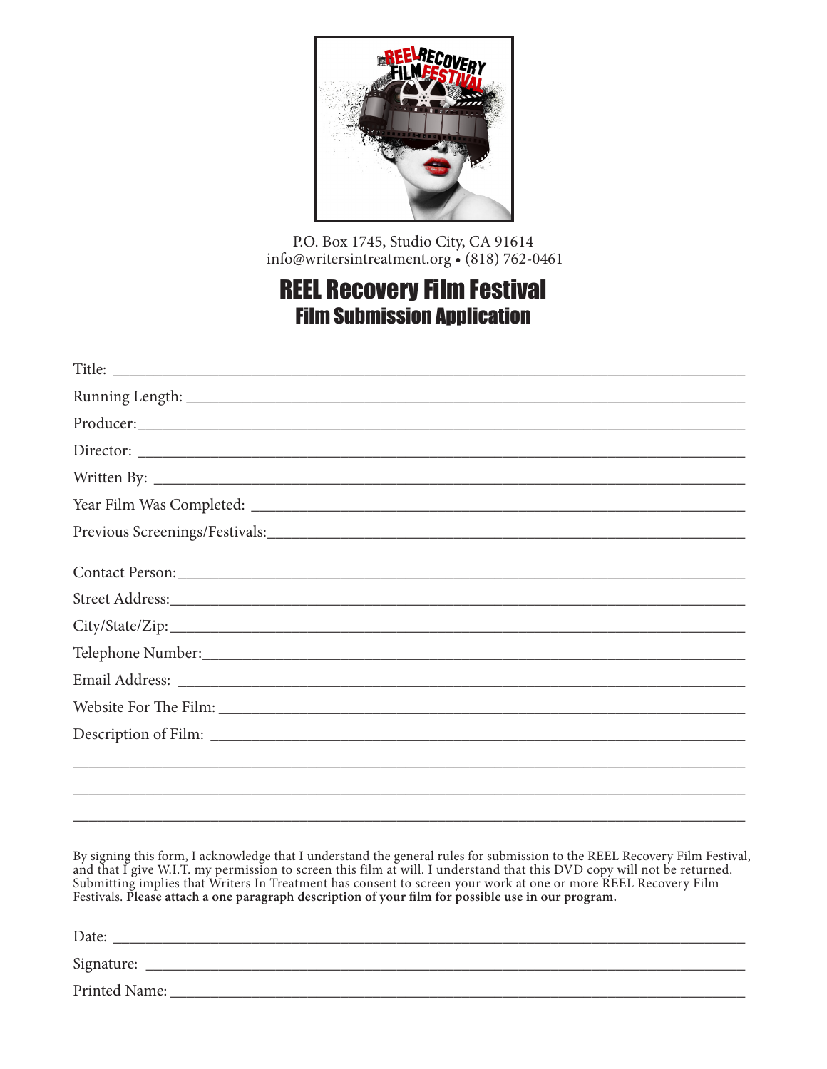P.O. Box 1745, Studio City, CA 91614
info@writersintreatment.org • (818) 762-0461

# REEL Recovery Film Festival

## Film Submission Application

Title: ______________________________________________

Running Length: ______________________________________

Producer: ____________________________________________

Director: ____________________________________________

Written By: __________________________________________

Year Film Was Completed: ______________________________

Previous Screenings/Festivals: __________________________

Contact Person: _______________________________________

Street Address: _______________________________________

City/State/Zip: _______________________________________

Telephone Number: _____________________________________

Email Address: ________________________________________

Website For The Film: __________________________________

Description of Film: ___________________________________

______________________________________________________

______________________________________________________

______________________________________________________

By signing this form, I acknowledge that I understand the general rules for submission to the REEL Recovery Film Festival, and that I give W.I.T. my permission to screen this film at will. I understand that this DVD copy will not be returned. Submitting implies that Writers In Treatment has consent to screen your work at one or more REEL Recovery Film Festivals. **Please attach a one paragraph description of your film for possible use in our program.**

Date: ________________________________________________

Signature: ____________________________________________

Printed Name: _________________________________________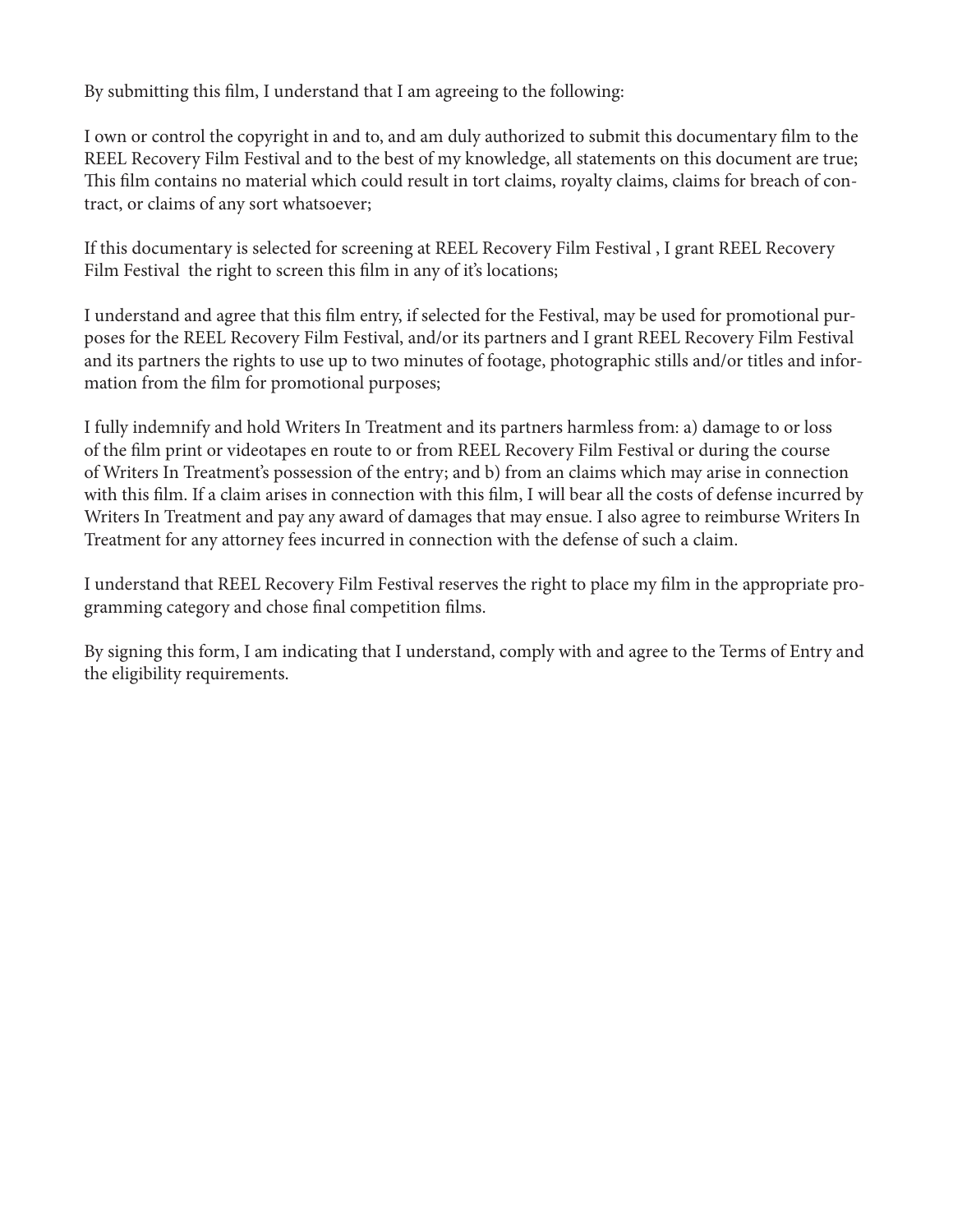By submitting this film, I understand that I am agreeing to the following:

I own or control the copyright in and to, and am duly authorized to submit this documentary film to the REEL Recovery Film Festival and to the best of my knowledge, all statements on this document are true; This film contains no material which could result in tort claims, royalty claims, claims for breach of contract, or claims of any sort whatsoever;

If this documentary is selected for screening at REEL Recovery Film Festival , I grant REEL Recovery Film Festival the right to screen this film in any of it's locations;

I understand and agree that this film entry, if selected for the Festival, may be used for promotional purposes for the REEL Recovery Film Festival, and/or its partners and I grant REEL Recovery Film Festival and its partners the rights to use up to two minutes of footage, photographic stills and/or titles and information from the film for promotional purposes;

I fully indemnify and hold Writers In Treatment and its partners harmless from: a) damage to or loss of the film print or videotapes en route to or from REEL Recovery Film Festival or during the course of Writers In Treatment's possession of the entry; and b) from an claims which may arise in connection with this film. If a claim arises in connection with this film, I will bear all the costs of defense incurred by Writers In Treatment and pay any award of damages that may ensue. I also agree to reimburse Writers In Treatment for any attorney fees incurred in connection with the defense of such a claim.

I understand that REEL Recovery Film Festival reserves the right to place my film in the appropriate programming category and chose final competition films.

By signing this form, I am indicating that I understand, comply with and agree to the Terms of Entry and the eligibility requirements.